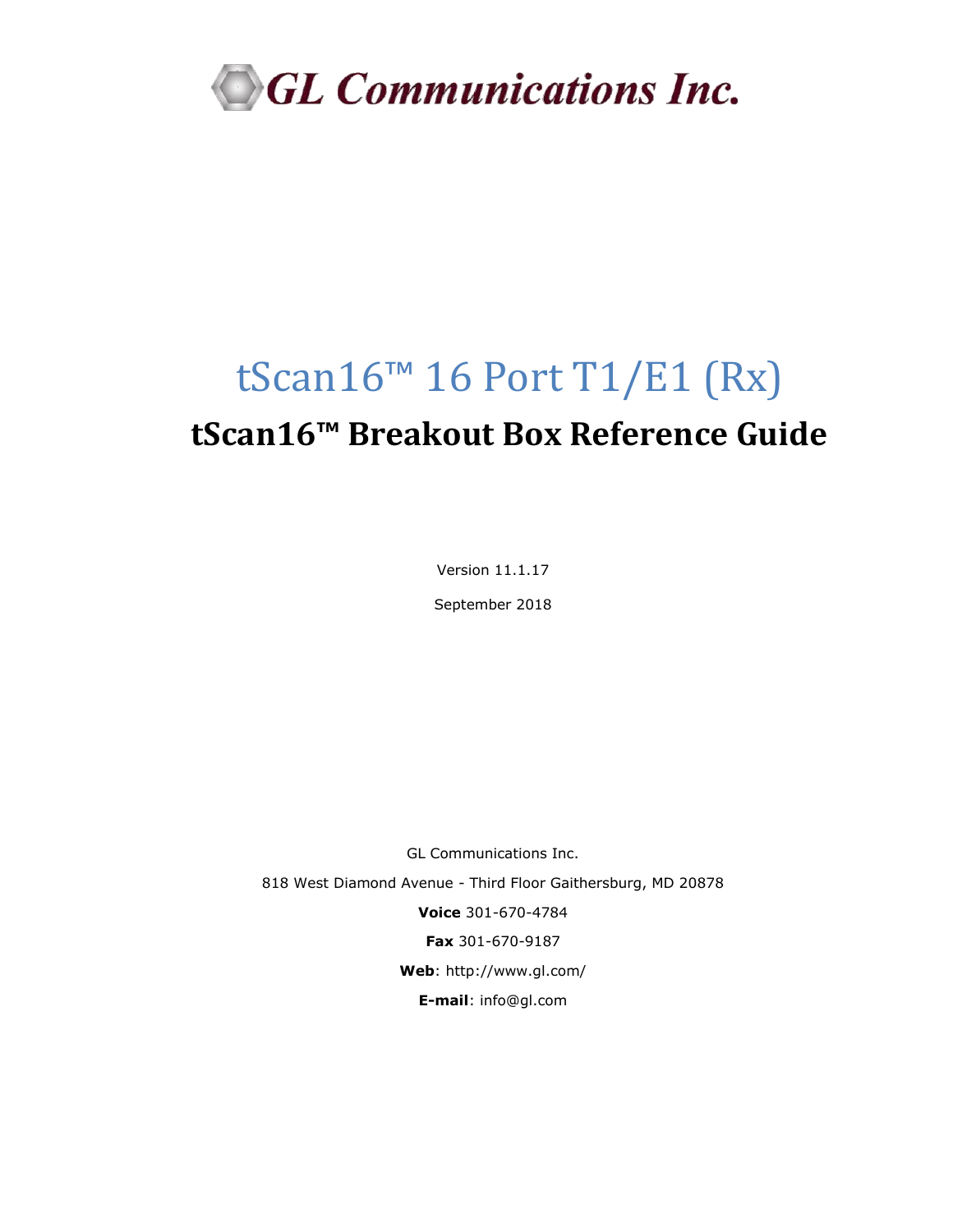GL Communications Inc.

# tScan16™ 16 Port T1/E1 (Rx)

## tScan16™ Breakout Box Reference Guide

Version 11.1.17

September 2018

GL Communications Inc.

818 West Diamond Avenue - Third Floor Gaithersburg, MD 20878

**Voice** 301-670-4784

**Fax** 301-670-9187

**Web**: http://www.gl.com/

**E-mail**: info@gl.com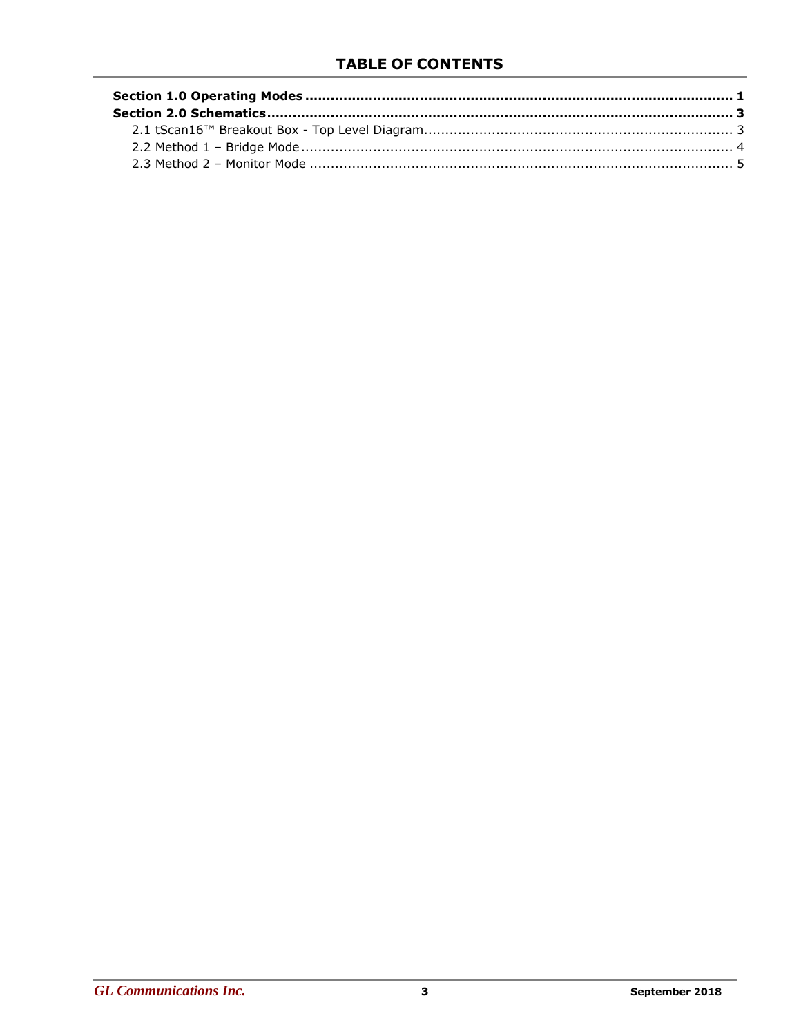# TABLE OF CONTENTS

**Section 1.0 Operating Modes .................................................................................................... 1**

**Section 2.0 Schematics ............................................................................................................. 3**

2.1 tScan16™ Breakout Box - Top Level Diagram ......................................................................... 3

2.2 Method 1 – Bridge Mode ...................................................................................................... 4

2.3 Method 2 – Monitor Mode .................................................................................................... 5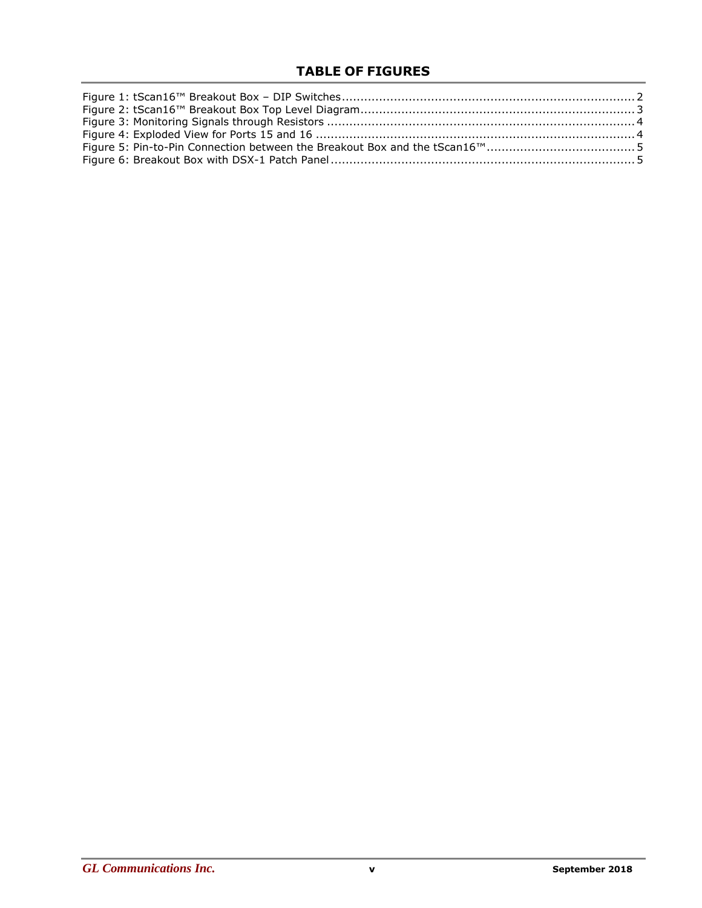# TABLE OF FIGURES

Figure 1: tScan16™ Breakout Box – DIP Switches ........................................................................... 2
Figure 2: tScan16™ Breakout Box Top Level Diagram ...................................................................... 3
Figure 3: Monitoring Signals through Resistors .............................................................................. 4
Figure 4: Exploded View for Ports 15 and 16 .................................................................................. 4
Figure 5: Pin-to-Pin Connection between the Breakout Box and the tScan16™ ..................................... 5
Figure 6: Breakout Box with DSX-1 Patch Panel ............................................................................. 5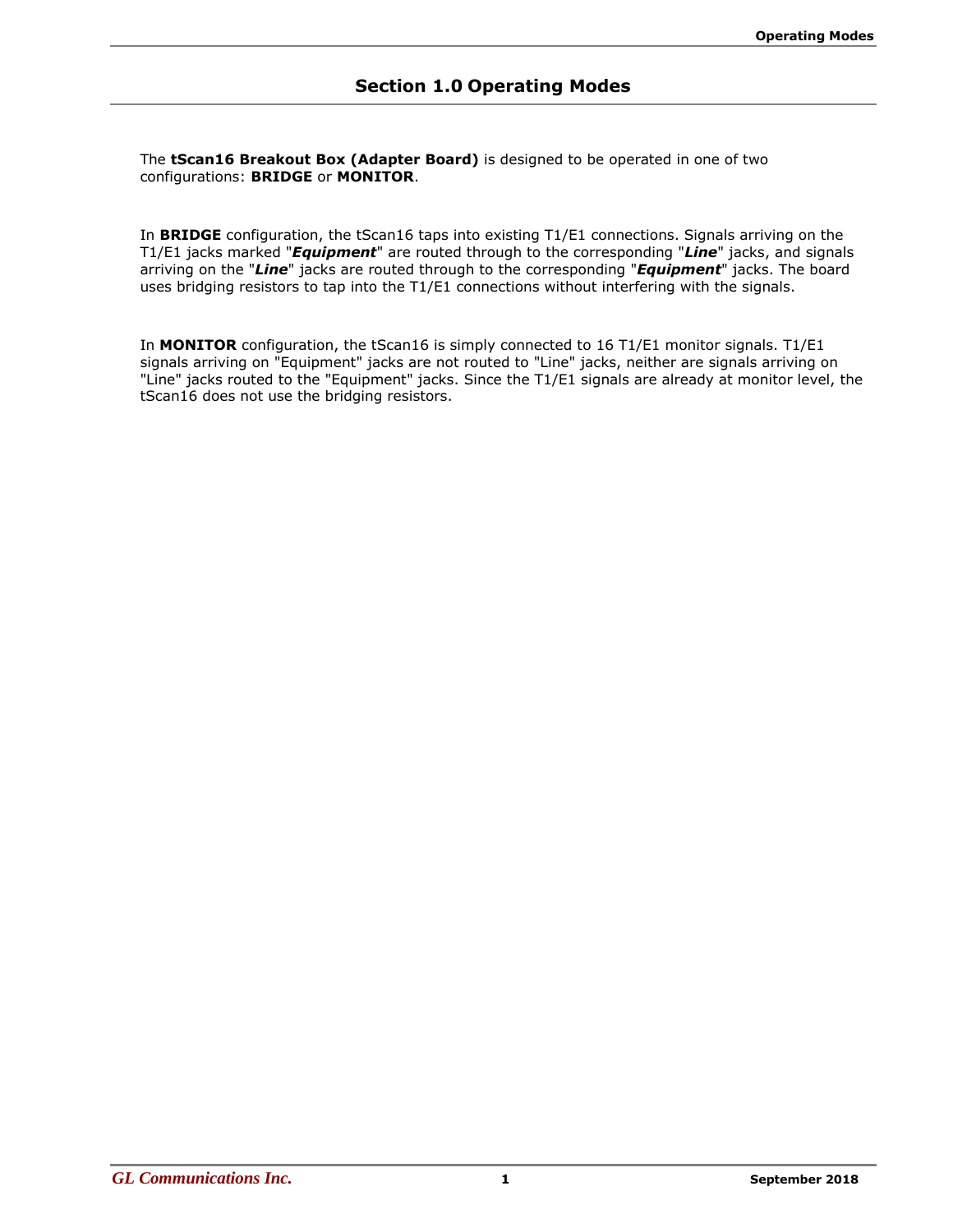# Section 1.0 Operating Modes

The **tScan16 Breakout Box (Adapter Board)** is designed to be operated in one of two configurations: **BRIDGE** or **MONITOR**.

In **BRIDGE** configuration, the tScan16 taps into existing T1/E1 connections. Signals arriving on the T1/E1 jacks marked "***Equipment***" are routed through to the corresponding "***Line***" jacks, and signals arriving on the "***Line***" jacks are routed through to the corresponding "***Equipment***" jacks. The board uses bridging resistors to tap into the T1/E1 connections without interfering with the signals.

In **MONITOR** configuration, the tScan16 is simply connected to 16 T1/E1 monitor signals. T1/E1 signals arriving on "Equipment" jacks are not routed to "Line" jacks, neither are signals arriving on "Line" jacks routed to the "Equipment" jacks. Since the T1/E1 signals are already at monitor level, the tScan16 does not use the bridging resistors.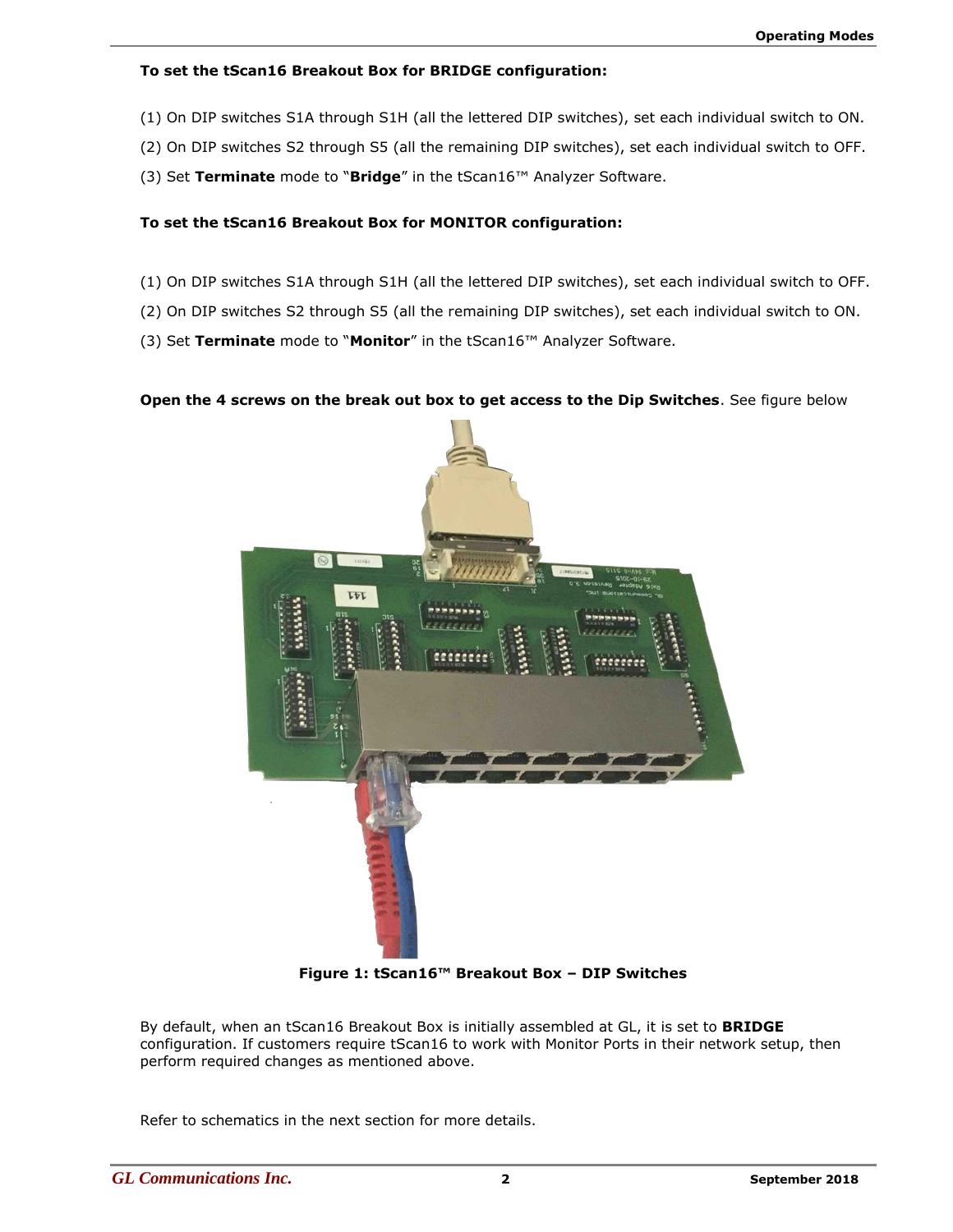**To set the tSean16 Breakout Box for BRIDGE configuration:**

(1) On DIP switches S1A through S1H (all the lettered DIP switches), set each individual switch to ON.

(2) On DIP switches S2 through S5 (all the remaining DIP switches), set each individual switch to OFF.

(3) Set **Terminate** mode to "**Bridge**" in the tScan16™ Analyzer Software.

**To set the tScan16 Breakout Box for MONITOR configuration:**

(1) On DIP switches S1A through S1H (all the lettered DIP switches), set each individual switch to OFF.

(2) On DIP switches S2 through S5 (all the remaining DIP switches), set each individual switch to ON.

(3) Set **Terminate** mode to "**Monitor**" in the tScan16™ Analyzer Software.

**Open the 4 screws on the break out box to get access to the Dip Switches**. See figure below

**Figure 1: tScan16™ Breakout Box – DIP Switches**

By default, when an tScan16 Breakout Box is initially assembled at GL, it is set to **BRIDGE** configuration. If customers require tScan16 to work with Monitor Ports in their network setup, then perform required changes as mentioned above.

Refer to schematics in the next section for more details.

**To set the tScan16 Breakout Box for BRIDGE configuration:**

(1) On DIP switches S1A through S1H (all the lettered DIP switches), set each individual switch to ON.

(2) On DIP switches S2 through S5 (all the remaining DIP switches), set each individual switch to OFF.

(3) Set **Terminate** mode to "**Bridge**" in the tScan16™ Analyzer Software.

**To set the tScan16 Breakout Box for MONITOR configuration:**

(1) On DIP switches S1A through S1H (all the lettered DIP switches), set each individual switch to OFF.

(2) On DIP switches S2 through S5 (all the remaining DIP switches), set each individual switch to ON.

(3) Set **Terminate** mode to "**Monitor**" in the tScan16™ Analyzer Software.

**Open the 4 screws on the break out box to get access to the Dip Switches**. See figure below

**Figure 1: tScan16™ Breakout Box – DIP Switches**

By default, when an tScan16 Breakout Box is initially assembled at GL, it is set to **BRIDGE** configuration. If customers require tScan16 to work with Monitor Ports in their network setup, then perform required changes as mentioned above.

Refer to schematics in the next section for more details.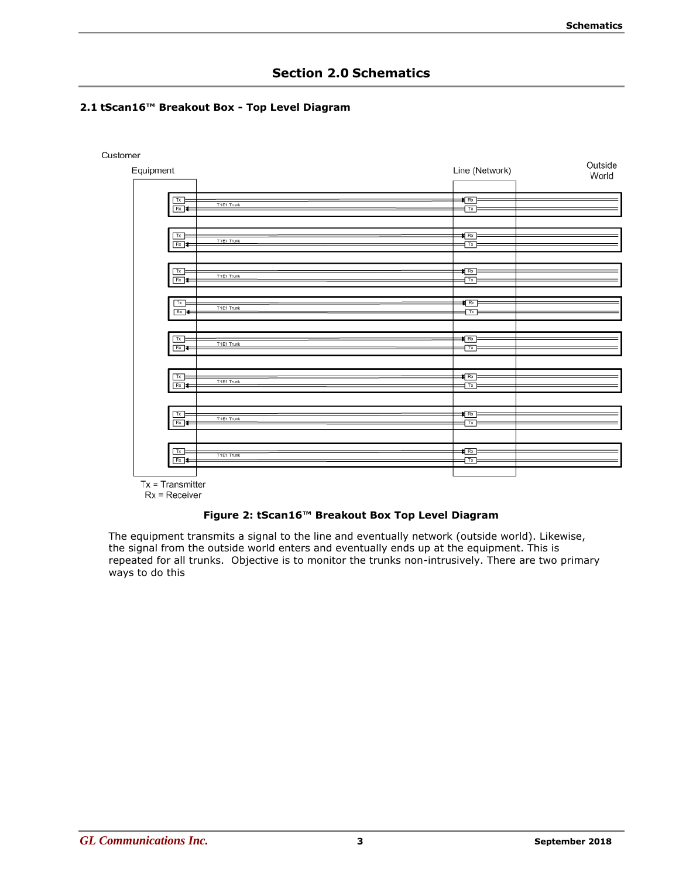# Section 2.0 Schematics

## 2.1 tScan16™ Breakout Box - Top Level Diagram

Customer Equipment

Line (Network)

Outside World

Tx = Transmitter
Rx = Receiver

**Figure 2: tScan16™ Breakout Box Top Level Diagram**

The equipment transmits a signal to the line and eventually network (outside world). Likewise, the signal from the outside world enters and eventually ends up at the equipment. This is repeated for all trunks. Objective is to monitor the trunks non-intrusively. There are two primary ways to do this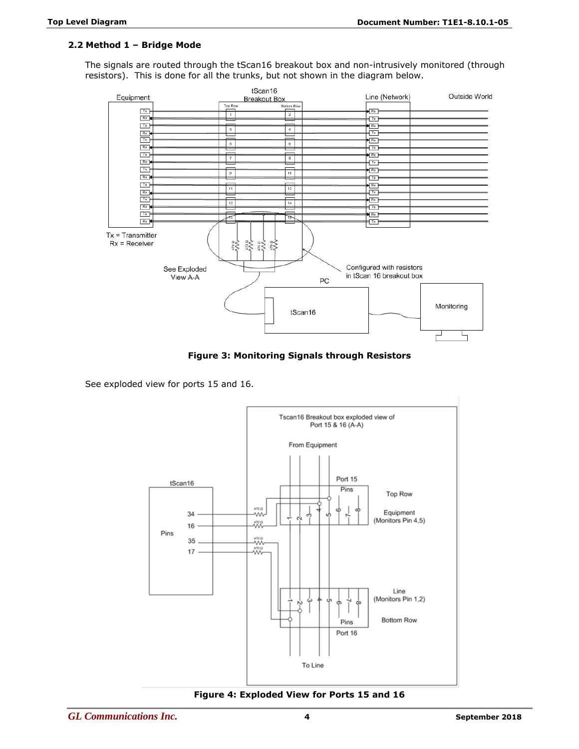## 2.2 Method 1 – Bridge Mode

The signals are routed through the tScan16 breakout box and non-intrusively monitored (through resistors). This is done for all the trunks, but not shown in the diagram below.

**Figure 3: Monitoring Signals through Resistors**

See exploded view for ports 15 and 16.

**Figure 4: Exploded View for Ports 15 and 16**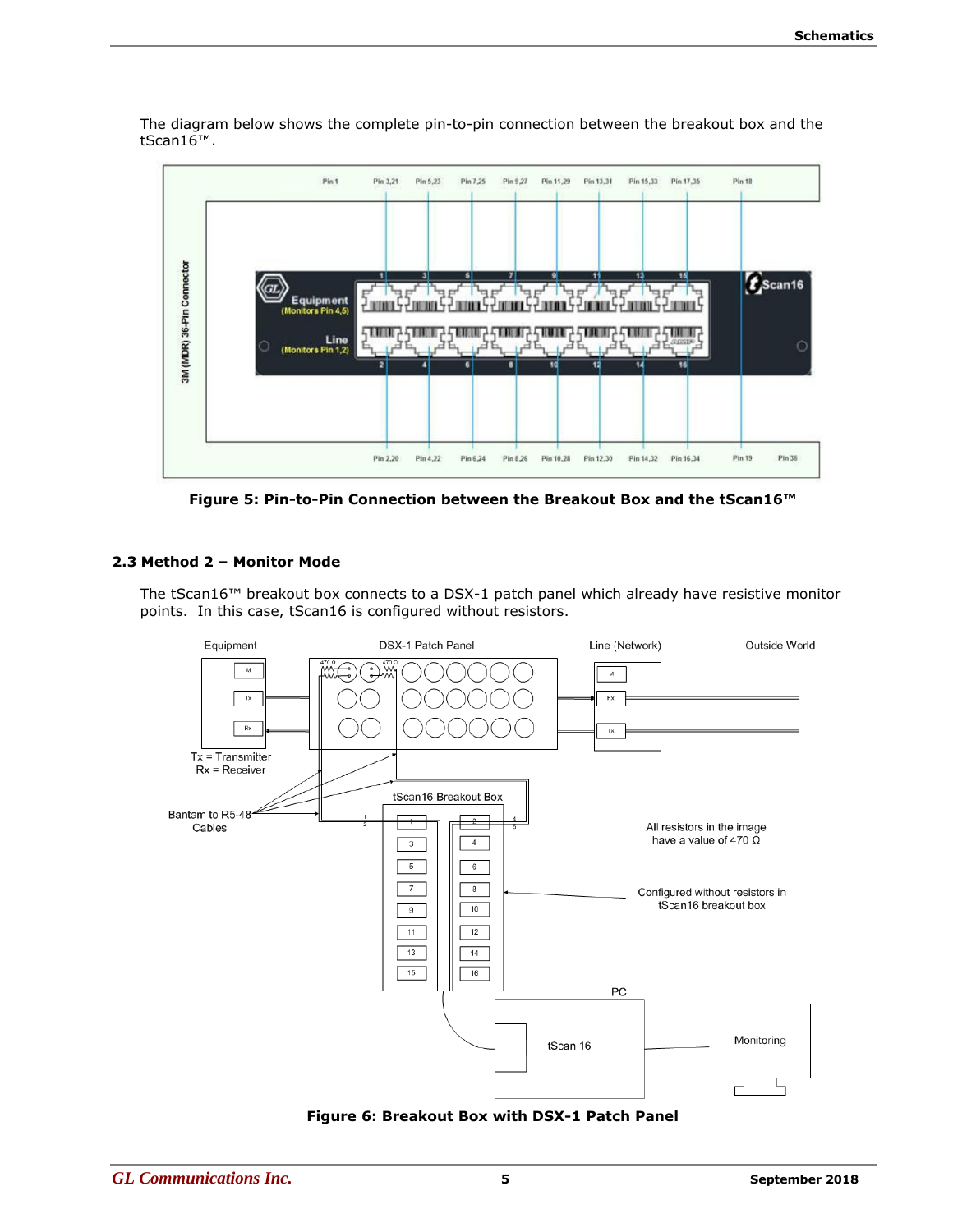The diagram below shows the complete pin-to-pin connection between the breakout box and the tScan16™.

**Figure 5: Pin-to-Pin Connection between the Breakout Box and the tScan16™**

### 2.3 Method 2 – Monitor Mode

The tScan16™ breakout box connects to a DSX-1 patch panel which already have resistive monitor points. In this case, tScan16 is configured without resistors.

**Figure 6: Breakout Box with DSX-1 Patch Panel**